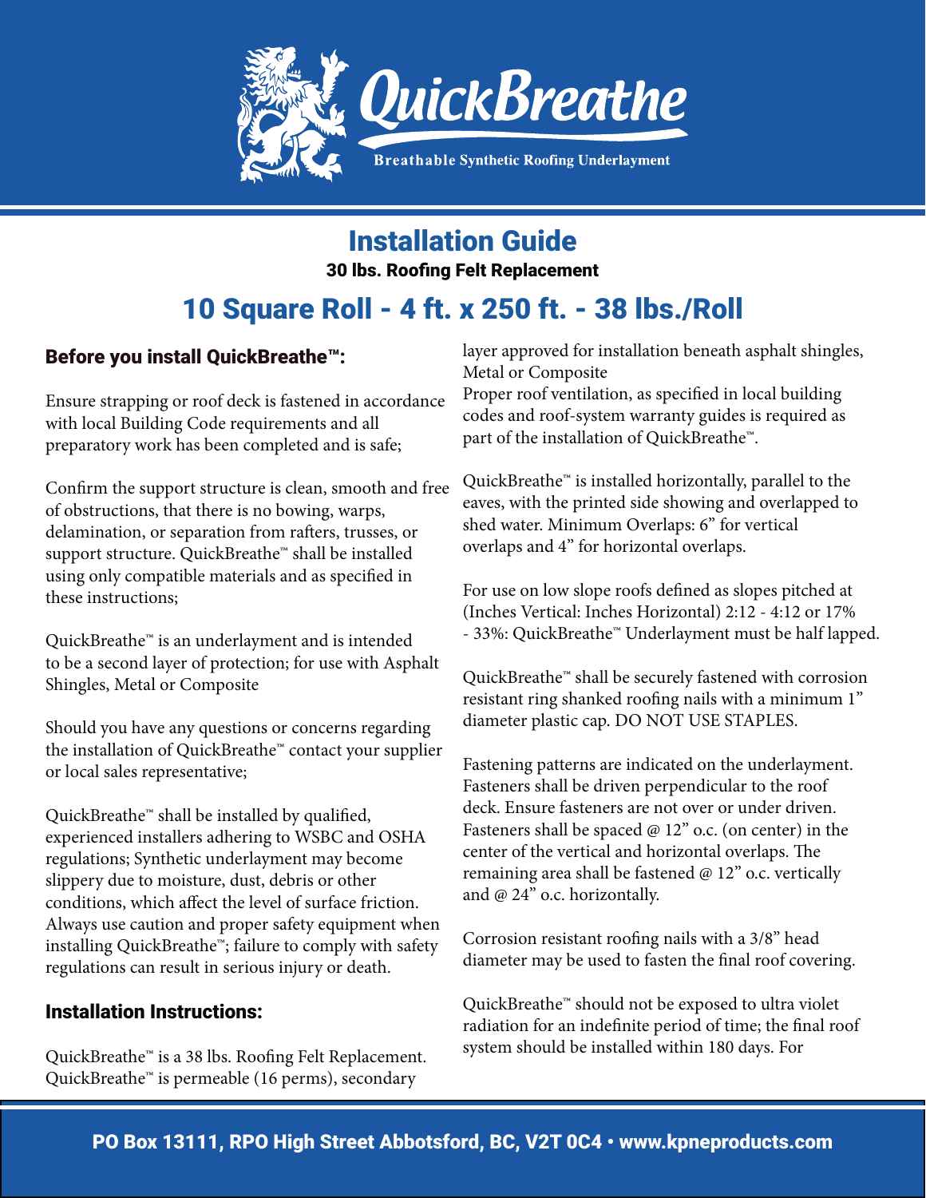# QuickBreathe

**Breathable Synthetic Roofing Underlayment**

## Installation Guide

**30 lbs. Roofing Felt Replacement**

## 10 Square Roll - 4 ft. x 250 ft. - 38 lbs./Roll

### Before you install QuickBreathe™:

Ensure strapping or roof deck is fastened in accordance with local Building Code requirements and all preparatory work has been completed and is safe;

Confirm the support structure is clean, smooth and free of obstructions, that there is no bowing, warps, delamination, or separation from rafters, trusses, or support structure. QuickBreathe™ shall be installed using only compatible materials and as specified in these instructions;

QuickBreathe™ is an underlayment and is intended to be a second layer of protection; for use with Asphalt Shingles, Metal or Composite

Should you have any questions or concerns regarding the installation of QuickBreathe™ contact your supplier or local sales representative;

QuickBreathe™ shall be installed by qualified, experienced installers adhering to WSBC and OSHA regulations; Synthetic underlayment may become slippery due to moisture, dust, debris or other conditions, which affect the level of surface friction. Always use caution and proper safety equipment when installing QuickBreathe™; failure to comply with safety regulations can result in serious injury or death.

### Installation Instructions:

QuickBreathe™ is a 38 lbs. Roofing Felt Replacement. QuickBreathe™ is permeable (16 perms), secondary layer approved for installation beneath asphalt shingles, Metal or Composite
Proper roof ventilation, as specified in local building codes and roof-system warranty guides is required as part of the installation of QuickBreathe™.

QuickBreathe™ is installed horizontally, parallel to the eaves, with the printed side showing and overlapped to shed water. Minimum Overlaps: 6" for vertical overlaps and 4" for horizontal overlaps.

For use on low slope roofs defined as slopes pitched at (Inches Vertical: Inches Horizontal) 2:12 - 4:12 or 17% - 33%: QuickBreathe™ Underlayment must be half lapped.

QuickBreathe™ shall be securely fastened with corrosion resistant ring shanked roofing nails with a minimum 1" diameter plastic cap. DO NOT USE STAPLES.

Fastening patterns are indicated on the underlayment. Fasteners shall be driven perpendicular to the roof deck. Ensure fasteners are not over or under driven. Fasteners shall be spaced @ 12" o.c. (on center) in the center of the vertical and horizontal overlaps. The remaining area shall be fastened @ 12" o.c. vertically and @ 24" o.c. horizontally.

Corrosion resistant roofing nails with a 3/8" head diameter may be used to fasten the final roof covering.

QuickBreathe™ should not be exposed to ultra violet radiation for an indefinite period of time; the final roof system should be installed within 180 days. For

PO Box 13111, RPO High Street Abbotsford, BC, V2T 0C4 • www.kpneproducts.com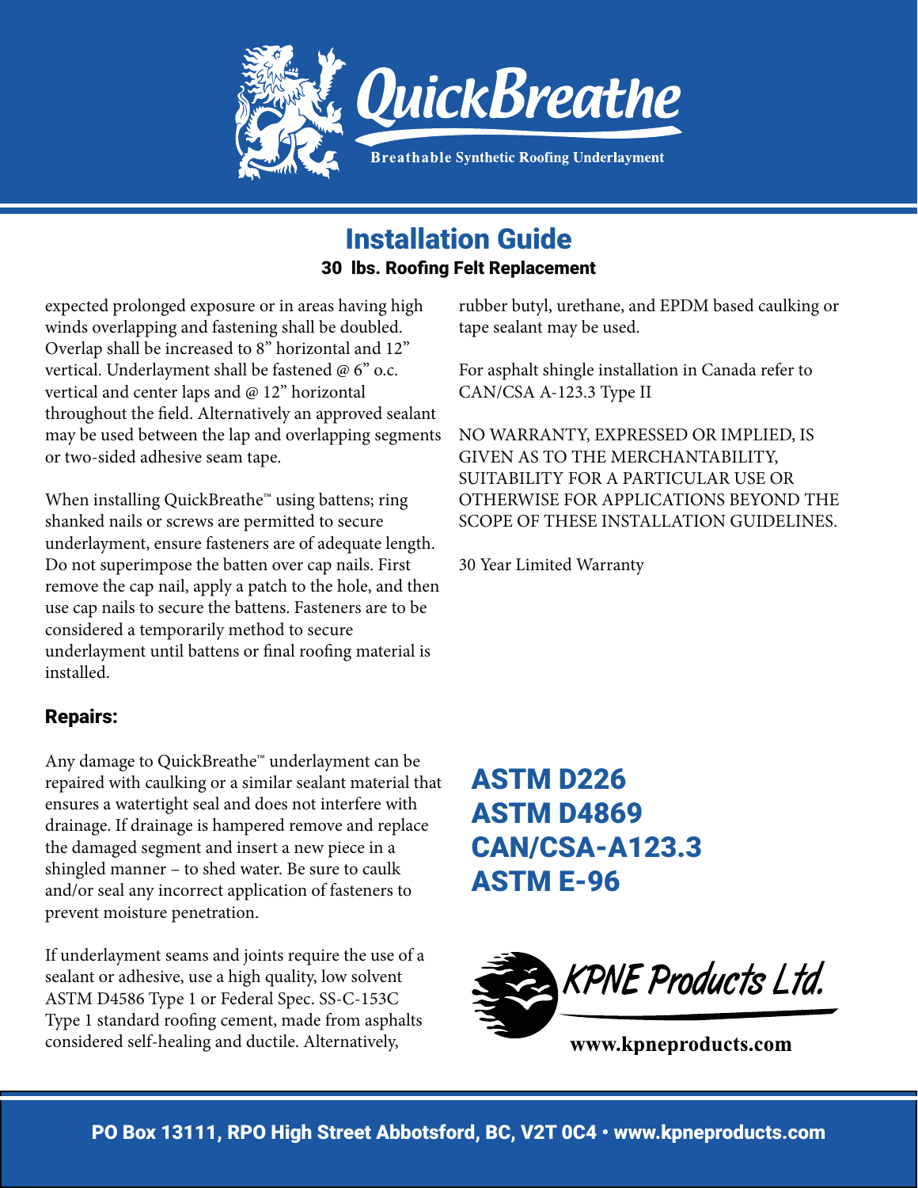# QuickBreathe

Breathable Synthetic Roofing Underlayment

## Installation Guide

### 30 lbs. Roofing Felt Replacement

expected prolonged exposure or in areas having high winds overlapping and fastening shall be doubled. Overlap shall be increased to 8" horizontal and 12" vertical. Underlayment shall be fastened @ 6" o.c. vertical and center laps and @ 12" horizontal throughout the field. Alternatively an approved sealant may be used between the lap and overlapping segments or two-sided adhesive seam tape.

When installing QuickBreathe™ using battens; ring shanked nails or screws are permitted to secure underlayment, ensure fasteners are of adequate length. Do not superimpose the batten over cap nails. First remove the cap nail, apply a patch to the hole, and then use cap nails to secure the battens. Fasteners are to be considered a temporarily method to secure underlayment until battens or final roofing material is installed.

### Repairs:

Any damage to QuickBreathe™ underlayment can be repaired with caulking or a similar sealant material that ensures a watertight seal and does not interfere with drainage. If drainage is hampered remove and replace the damaged segment and insert a new piece in a shingled manner – to shed water. Be sure to caulk and/or seal any incorrect application of fasteners to prevent moisture penetration.

If underlayment seams and joints require the use of a sealant or adhesive, use a high quality, low solvent ASTM D4586 Type 1 or Federal Spec. SS-C-153C Type 1 standard roofing cement, made from asphalts considered self-healing and ductile. Alternatively, rubber butyl, urethane, and EPDM based caulking or tape sealant may be used.

For asphalt shingle installation in Canada refer to CAN/CSA A-123.3 Type II

NO WARRANTY, EXPRESSED OR IMPLIED, IS GIVEN AS TO THE MERCHANTABILITY, SUITABILITY FOR A PARTICULAR USE OR OTHERWISE FOR APPLICATIONS BEYOND THE SCOPE OF THESE INSTALLATION GUIDELINES.

30 Year Limited Warranty

**ASTM D226**
**ASTM D4869**
**CAN/CSA-A123.3**
**ASTM E-96**

KPNE Products Ltd.

www.kpneproducts.com

PO Box 13111, RPO High Street Abbotsford, BC, V2T 0C4 • www.kpneproducts.com